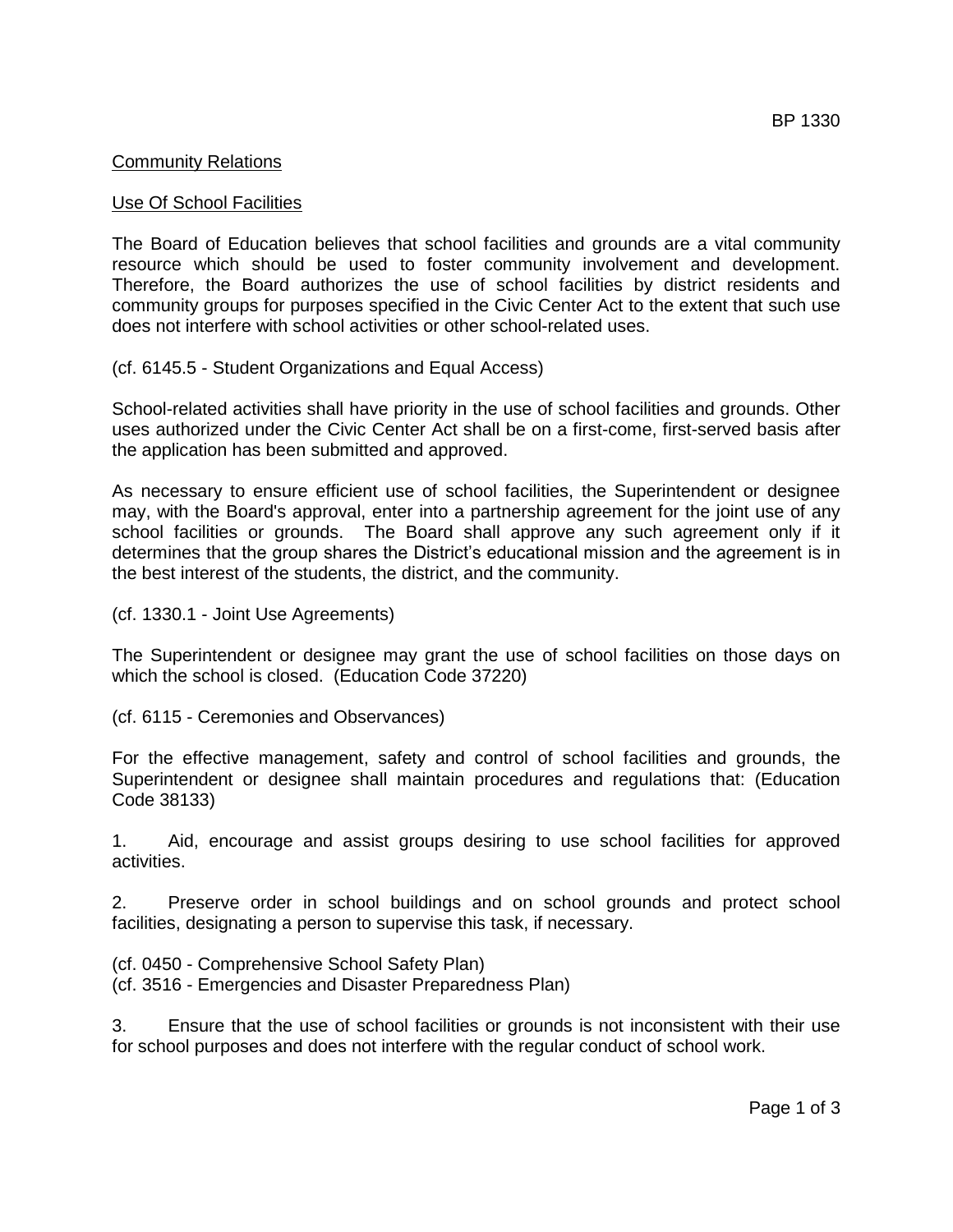BP 1330

Community Relations

Use Of School Facilities

The Board of Education believes that school facilities and grounds are a vital community resource which should be used to foster community involvement and development. Therefore, the Board authorizes the use of school facilities by district residents and community groups for purposes specified in the Civic Center Act to the extent that such use does not interfere with school activities or other school-related uses.

(cf. 6145.5 - Student Organizations and Equal Access)

School-related activities shall have priority in the use of school facilities and grounds. Other uses authorized under the Civic Center Act shall be on a first-come, first-served basis after the application has been submitted and approved.

As necessary to ensure efficient use of school facilities, the Superintendent or designee may, with the Board's approval, enter into a partnership agreement for the joint use of any school facilities or grounds. The Board shall approve any such agreement only if it determines that the group shares the District's educational mission and the agreement is in the best interest of the students, the district, and the community.

(cf. 1330.1 - Joint Use Agreements)

The Superintendent or designee may grant the use of school facilities on those days on which the school is closed. (Education Code 37220)

(cf. 6115 - Ceremonies and Observances)

For the effective management, safety and control of school facilities and grounds, the Superintendent or designee shall maintain procedures and regulations that: (Education Code 38133)

1. Aid, encourage and assist groups desiring to use school facilities for approved activities.

2. Preserve order in school buildings and on school grounds and protect school facilities, designating a person to supervise this task, if necessary.

(cf. 0450 - Comprehensive School Safety Plan)
(cf. 3516 - Emergencies and Disaster Preparedness Plan)

3. Ensure that the use of school facilities or grounds is not inconsistent with their use for school purposes and does not interfere with the regular conduct of school work.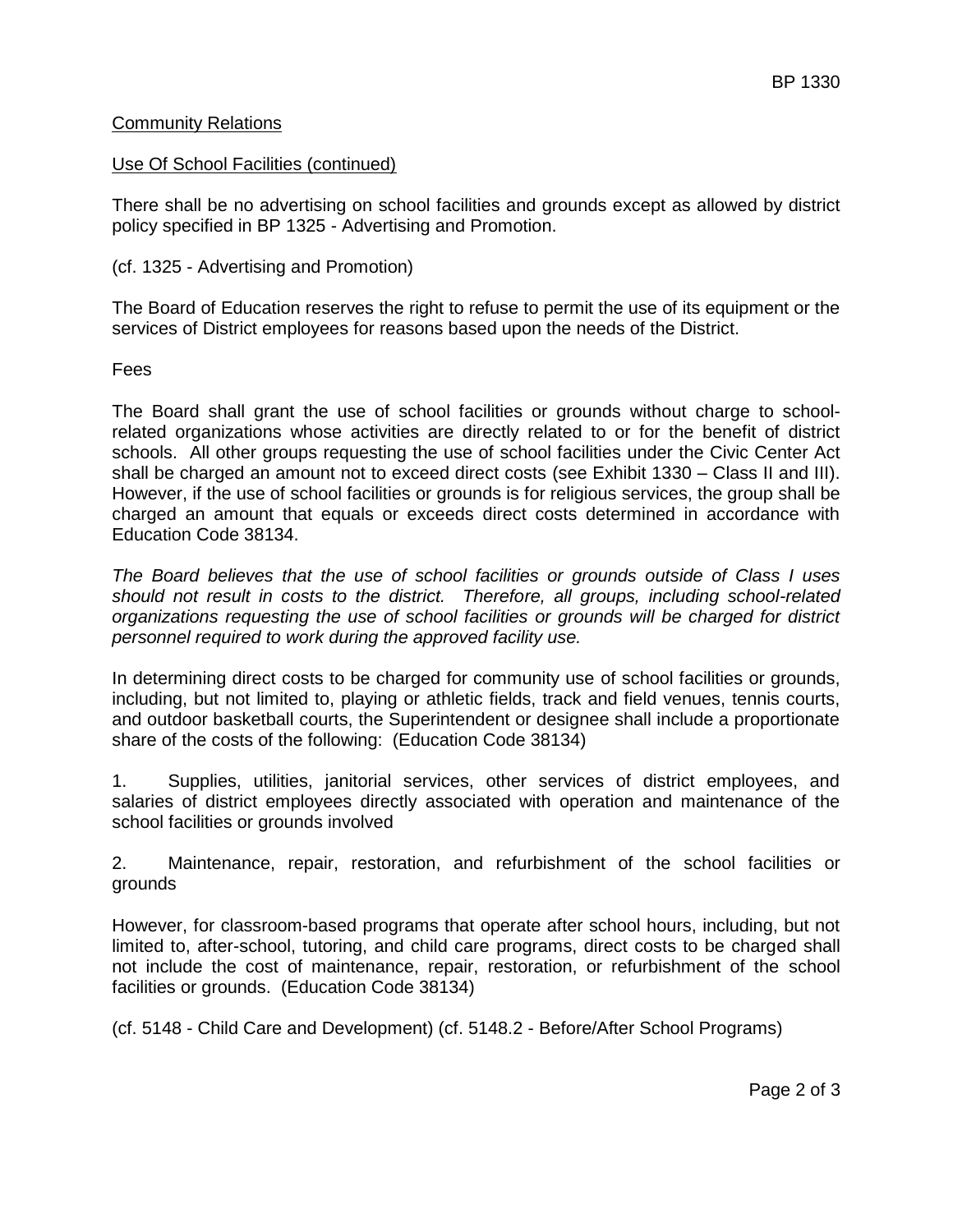Community Relations

Use Of School Facilities (continued)

There shall be no advertising on school facilities and grounds except as allowed by district policy specified in BP 1325 - Advertising and Promotion.

(cf. 1325 - Advertising and Promotion)

The Board of Education reserves the right to refuse to permit the use of its equipment or the services of District employees for reasons based upon the needs of the District.

Fees

The Board shall grant the use of school facilities or grounds without charge to school-related organizations whose activities are directly related to or for the benefit of district schools. All other groups requesting the use of school facilities under the Civic Center Act shall be charged an amount not to exceed direct costs (see Exhibit 1330 – Class II and III). However, if the use of school facilities or grounds is for religious services, the group shall be charged an amount that equals or exceeds direct costs determined in accordance with Education Code 38134.

*The Board believes that the use of school facilities or grounds outside of Class I uses should not result in costs to the district. Therefore, all groups, including school-related organizations requesting the use of school facilities or grounds will be charged for district personnel required to work during the approved facility use.*

In determining direct costs to be charged for community use of school facilities or grounds, including, but not limited to, playing or athletic fields, track and field venues, tennis courts, and outdoor basketball courts, the Superintendent or designee shall include a proportionate share of the costs of the following: (Education Code 38134)

1. Supplies, utilities, janitorial services, other services of district employees, and salaries of district employees directly associated with operation and maintenance of the school facilities or grounds involved

2. Maintenance, repair, restoration, and refurbishment of the school facilities or grounds

However, for classroom-based programs that operate after school hours, including, but not limited to, after-school, tutoring, and child care programs, direct costs to be charged shall not include the cost of maintenance, repair, restoration, or refurbishment of the school facilities or grounds. (Education Code 38134)

(cf. 5148 - Child Care and Development) (cf. 5148.2 - Before/After School Programs)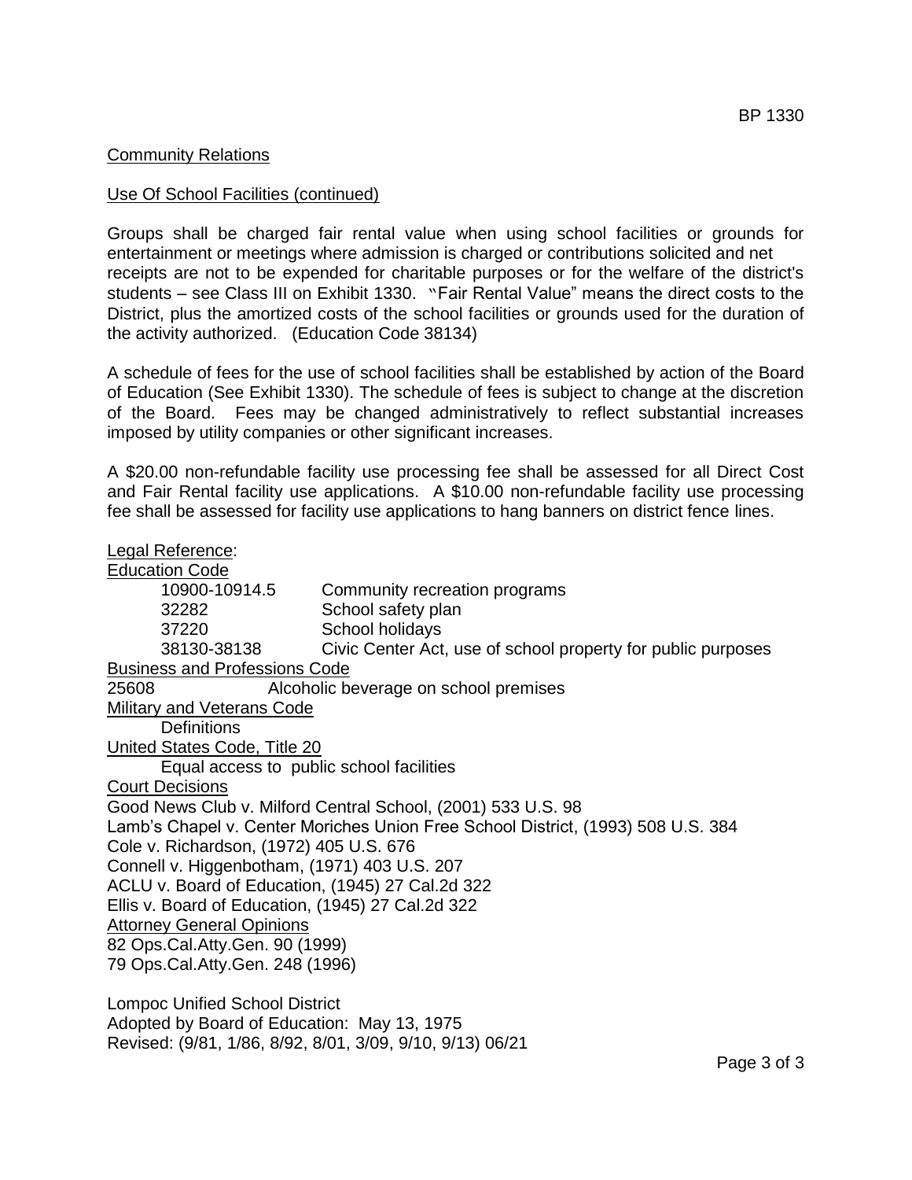Community Relations

Use Of School Facilities (continued)

Groups shall be charged fair rental value when using school facilities or grounds for entertainment or meetings where admission is charged or contributions solicited and net receipts are not to be expended for charitable purposes or for the welfare of the district's students – see Class III on Exhibit 1330. "Fair Rental Value" means the direct costs to the District, plus the amortized costs of the school facilities or grounds used for the duration of the activity authorized. (Education Code 38134)

A schedule of fees for the use of school facilities shall be established by action of the Board of Education (See Exhibit 1330). The schedule of fees is subject to change at the discretion of the Board. Fees may be changed administratively to reflect substantial increases imposed by utility companies or other significant increases.

A $20.00 non-refundable facility use processing fee shall be assessed for all Direct Cost and Fair Rental facility use applications. A $10.00 non-refundable facility use processing fee shall be assessed for facility use applications to hang banners on district fence lines.

Legal Reference:

Education Code

| | |
|---|---|
| 10900-10914.5 | Community recreation programs |
| 32282 | School safety plan |
| 37220 | School holidays |
| 38130-38138 | Civic Center Act, use of school property for public purposes |

Business and Professions Code

25608 Alcoholic beverage on school premises

Military and Veterans Code

Definitions

United States Code, Title 20

Equal access to public school facilities

Court Decisions

Good News Club v. Milford Central School, (2001) 533 U.S. 98
Lamb's Chapel v. Center Moriches Union Free School District, (1993) 508 U.S. 384
Cole v. Richardson, (1972) 405 U.S. 676
Connell v. Higgenbotham, (1971) 403 U.S. 207
ACLU v. Board of Education, (1945) 27 Cal.2d 322
Ellis v. Board of Education, (1945) 27 Cal.2d 322

Attorney General Opinions

82 Ops.Cal.Atty.Gen. 90 (1999)
79 Ops.Cal.Atty.Gen. 248 (1996)

Lompoc Unified School District
Adopted by Board of Education: May 13, 1975
Revised: (9/81, 1/86, 8/92, 8/01, 3/09, 9/10, 9/13) 06/21